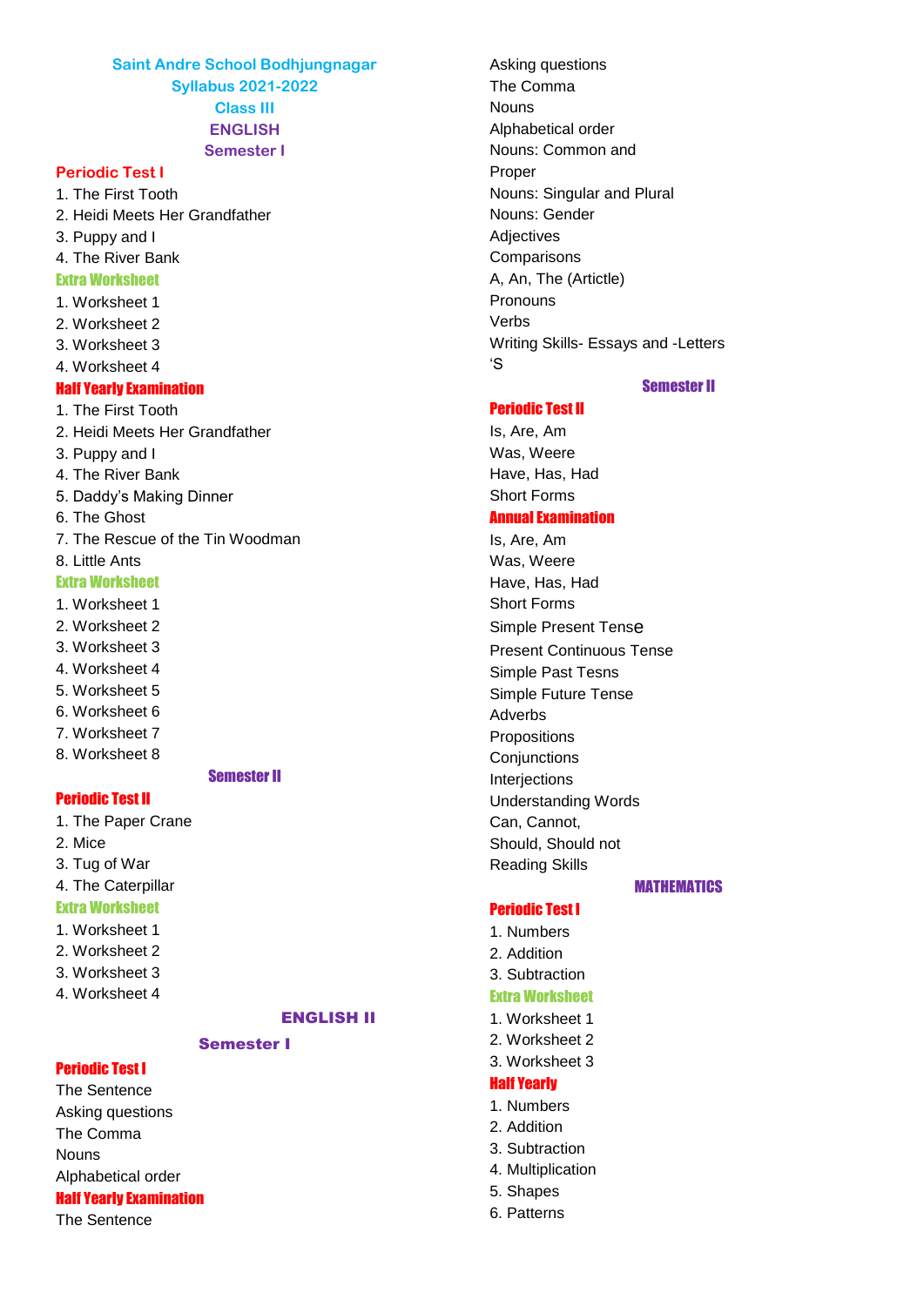# Saint Andre School Bodhjungnagar

## Syllabus 2021-2022

## Class III

## ENGLISH

### Semester I

**Periodic Test I**

1. The First Tooth
2. Heidi Meets Her Grandfather
3. Puppy and I
4. The River Bank

**Extra Worksheet**

1. Worksheet 1
2. Worksheet 2
3. Worksheet 3
4. Worksheet 4

**Half Yearly Examination**

1. The First Tooth
2. Heidi Meets Her Grandfather
3. Puppy and I
4. The River Bank
5. Daddy's Making Dinner
6. The Ghost
7. The Rescue of the Tin Woodman
8. Little Ants

**Extra Worksheet**

1. Worksheet 1
2. Worksheet 2
3. Worksheet 3
4. Worksheet 4
5. Worksheet 5
6. Worksheet 6
7. Worksheet 7
8. Worksheet 8

### Semester II

**Periodic Test II**

1. The Paper Crane
2. Mice
3. Tug of War
4. The Caterpillar

**Extra Worksheet**

1. Worksheet 1
2. Worksheet 2
3. Worksheet 3
4. Worksheet 4

## ENGLISH II

### Semester I

**Periodic Test I**

The Sentence
Asking questions
The Comma
Nouns
Alphabetical order

**Half Yearly Examination**

The Sentence
Asking questions
The Comma
Nouns
Alphabetical order
Nouns: Common and Proper
Nouns: Singular and Plural
Nouns: Gender
Adjectives
Comparisons
A, An, The (Article)
Pronouns
Verbs
Writing Skills- Essays and -Letters
'S

### Semester II

**Periodic Test II**

Is, Are, Am
Was, Weere
Have, Has, Had
Short Forms

**Annual Examination**

Is, Are, Am
Was, Weere
Have, Has, Had
Short Forms
Simple Present Tense
Present Continuous Tense
Simple Past Tesns
Simple Future Tense
Adverbs
Propositions
Conjunctions
Interjections
Understanding Words
Can, Cannot,
Should, Should not
Reading Skills

## MATHEMATICS

**Periodic Test I**

1. Numbers
2. Addition
3. Subtraction

**Extra Worksheet**

1. Worksheet 1
2. Worksheet 2
3. Worksheet 3

**Half Yearly**

1. Numbers
2. Addition
3. Subtraction
4. Multiplication
5. Shapes
6. Patterns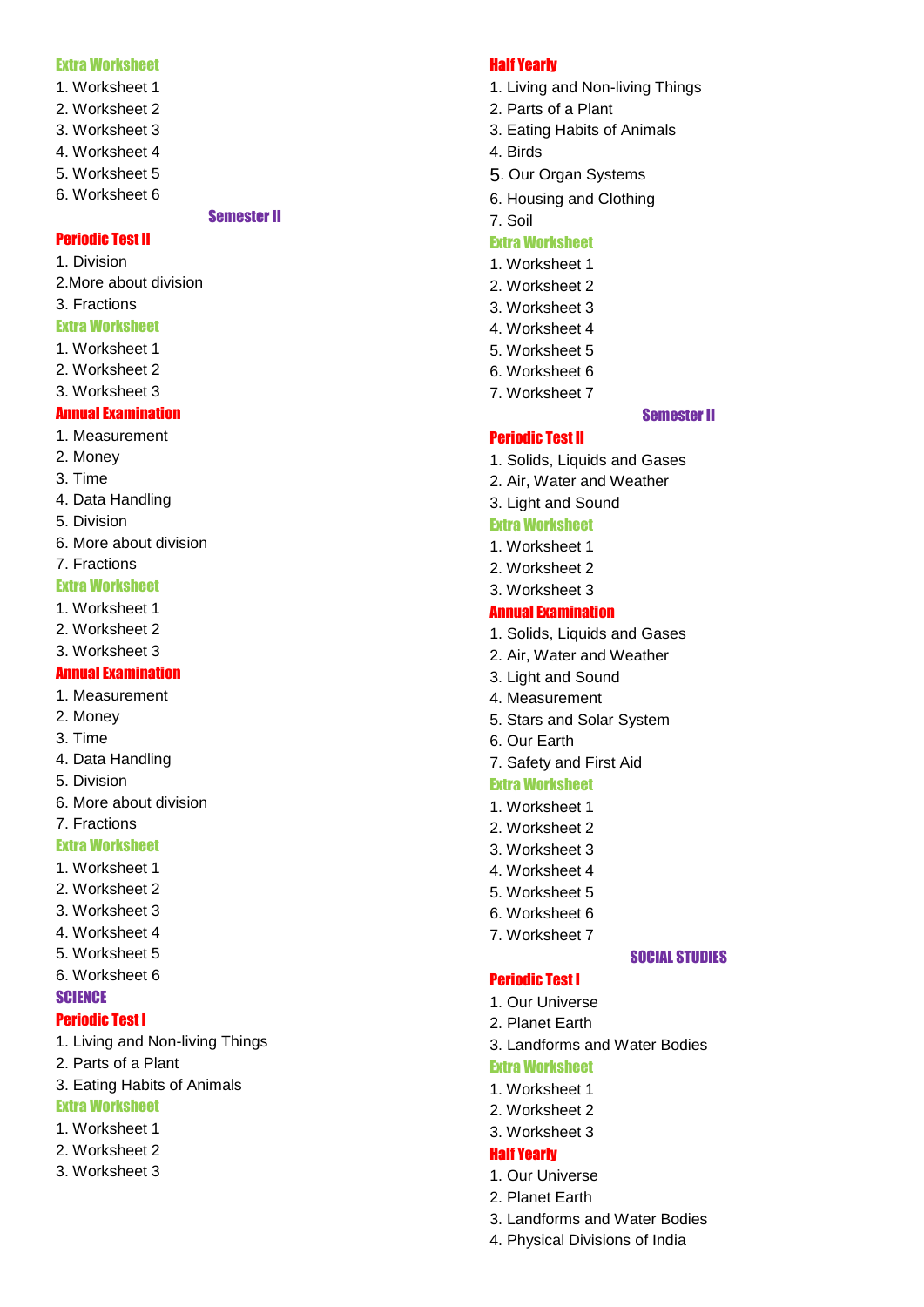### Extra Worksheet

1. Worksheet 1
2. Worksheet 2
3. Worksheet 3
4. Worksheet 4
5. Worksheet 5
6. Worksheet 6

## Semester II

### Periodic Test II

1. Division
2. More about division
3. Fractions

### Extra Worksheet

1. Worksheet 1
2. Worksheet 2
3. Worksheet 3

### Annual Examination

1. Measurement
2. Money
3. Time
4. Data Handling
5. Division
6. More about division
7. Fractions

### Extra Worksheet

1. Worksheet 1
2. Worksheet 2
3. Worksheet 3

### Annual Examination

1. Measurement
2. Money
3. Time
4. Data Handling
5. Division
6. More about division
7. Fractions

### Extra Worksheet

1. Worksheet 1
2. Worksheet 2
3. Worksheet 3
4. Worksheet 4
5. Worksheet 5
6. Worksheet 6

## SCIENCE

### Periodic Test I

1. Living and Non-living Things
2. Parts of a Plant
3. Eating Habits of Animals

### Extra Worksheet

1. Worksheet 1
2. Worksheet 2
3. Worksheet 3

### Half Yearly

1. Living and Non-living Things
2. Parts of a Plant
3. Eating Habits of Animals
4. Birds
5. Our Organ Systems
6. Housing and Clothing
7. Soil

### Extra Worksheet

1. Worksheet 1
2. Worksheet 2
3. Worksheet 3
4. Worksheet 4
5. Worksheet 5
6. Worksheet 6
7. Worksheet 7

## Semester II

### Periodic Test II

1. Solids, Liquids and Gases
2. Air, Water and Weather
3. Light and Sound

### Extra Worksheet

1. Worksheet 1
2. Worksheet 2
3. Worksheet 3

### Annual Examination

1. Solids, Liquids and Gases
2. Air, Water and Weather
3. Light and Sound
4. Measurement
5. Stars and Solar System
6. Our Earth
7. Safety and First Aid

### Extra Worksheet

1. Worksheet 1
2. Worksheet 2
3. Worksheet 3
4. Worksheet 4
5. Worksheet 5
6. Worksheet 6
7. Worksheet 7

## SOCIAL STUDIES

### Periodic Test I

1. Our Universe
2. Planet Earth
3. Landforms and Water Bodies

### Extra Worksheet

1. Worksheet 1
2. Worksheet 2
3. Worksheet 3

### Half Yearly

1. Our Universe
2. Planet Earth
3. Landforms and Water Bodies
4. Physical Divisions of India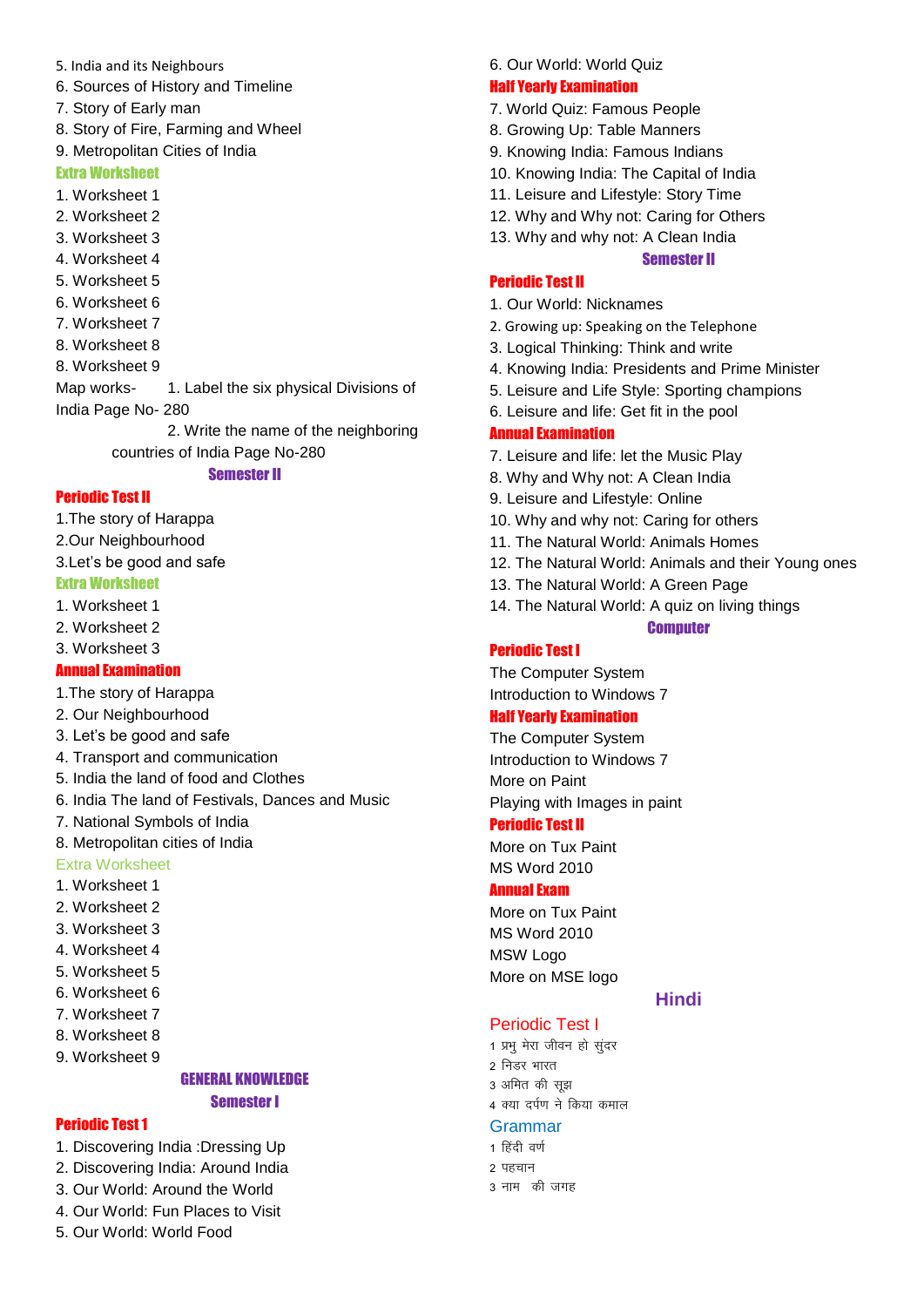5. India and its Neighbours
6. Sources of History and Timeline
7. Story of Early man
8. Story of Fire, Farming and Wheel
9. Metropolitan Cities of India

### Extra Worksheet

1. Worksheet 1
2. Worksheet 2
3. Worksheet 3
4. Worksheet 4
5. Worksheet 5
6. Worksheet 6
7. Worksheet 7
8. Worksheet 8
8. Worksheet 9

Map works- 1. Label the six physical Divisions of India Page No- 280

2. Write the name of the neighboring countries of India Page No-280

## Semester II

### Periodic Test II

1.The story of Harappa
2.Our Neighbourhood
3.Let's be good and safe

### Extra Worksheet

1. Worksheet 1
2. Worksheet 2
3. Worksheet 3

### Annual Examination

1.The story of Harappa
2. Our Neighbourhood
3. Let's be good and safe
4. Transport and communication
5. India the land of food and Clothes
6. India The land of Festivals, Dances and Music
7. National Symbols of India
8. Metropolitan cities of India

### Extra Worksheet

1. Worksheet 1
2. Worksheet 2
3. Worksheet 3
4. Worksheet 4
5. Worksheet 5
6. Worksheet 6
7. Worksheet 7
8. Worksheet 8
9. Worksheet 9

# GENERAL KNOWLEDGE

## Semester I

### Periodic Test 1

1. Discovering India :Dressing Up
2. Discovering India: Around India
3. Our World: Around the World
4. Our World: Fun Places to Visit
5. Our World: World Food
6. Our World: World Quiz

### Half Yearly Examination

7. World Quiz: Famous People
8. Growing Up: Table Manners
9. Knowing India: Famous Indians
10. Knowing India: The Capital of India
11. Leisure and Lifestyle: Story Time
12. Why and Why not: Caring for Others
13. Why and why not: A Clean India

## Semester II

### Periodic Test II

1. Our World: Nicknames
2. Growing up: Speaking on the Telephone
3. Logical Thinking: Think and write
4. Knowing India: Presidents and Prime Minister
5. Leisure and Life Style: Sporting champions
6. Leisure and life: Get fit in the pool

### Annual Examination

7. Leisure and life: let the Music Play
8. Why and Why not: A Clean India
9. Leisure and Lifestyle: Online
10. Why and why not: Caring for others
11. The Natural World: Animals Homes
12. The Natural World: Animals and their Young ones
13. The Natural World: A Green Page
14. The Natural World: A quiz on living things

# Computer

### Periodic Test I

The Computer System
Introduction to Windows 7

### Half Yearly Examination

The Computer System
Introduction to Windows 7
More on Paint
Playing with Images in paint

### Periodic Test II

More on Tux Paint
MS Word 2010

### Annual Exam

More on Tux Paint
MS Word 2010
MSW Logo
More on MSE logo

# Hindi

### Periodic Test I

1 प्रभु मेरा जीवन हो सुंदर
2 निडर भारत
3 अमित की सूझ
4 क्या दर्पण ने किया कमाल

### Grammar

1 हिंदी वर्ण
2 पहचान
3 नाम की जगह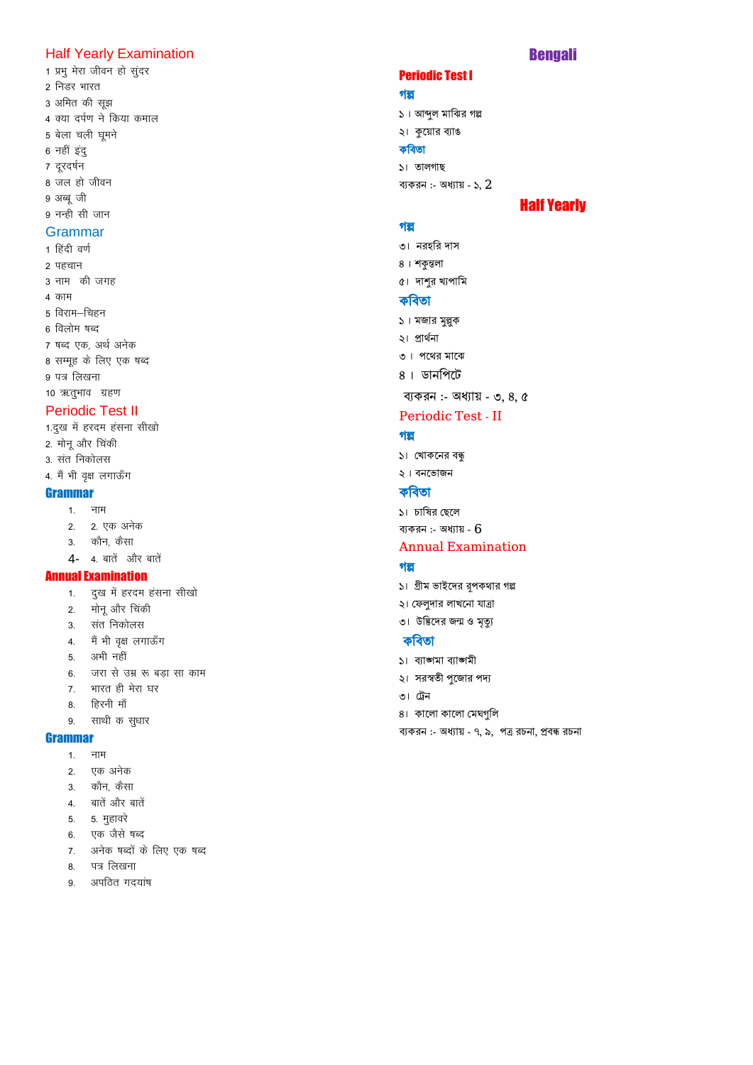## Half Yearly Examination

1 प्रभु मेरा जीवन हो सुंदर
2 निडर भारत
3 अमित की सूझ
4 क्या दर्पण ने किया कमाल
5 बेला चली घूमने
6 नहीं इंदु
7 दूरदर्षन
8 जल हो जीवन
9 अब्बू जी
9 नन्ही सी जान

### Grammar

1 हिंदी वर्ण
2 पहचान
3 नाम की जगह
4 काम
5 विराम–चिहन
6 विलोम षब्द
7 षब्द एक, अर्थ अनेक
8 सम्हूह के लिए एक षब्द
9 पत्र लिखना
10 ऋतुभाव ग्रहण

## Periodic Test II

1. दुख में हरदम हंसना सीखो
2. मोनू और चिंकी
3. संत निकोलस
4. मैं भी वृक्ष लगाऊँग

### Grammar

1. नाम
2. 2. एक अनेक
3. कौन, कैसा
4- 4. बातें और बातें

## Annual Examination

1. दुख में हरदम हंसना सीखो
2. मोनू और चिंकी
3. संत निकोलस
4. मैं भी वृक्ष लगाऊँग
5. अभी नहीं
6. जरा से उम्र रू बड़ा सा काम
7. भारत ही मेरा घर
8. हिरनी माँ
9. साथी क सुधार

### Grammar

1. नाम
2. एक अनेक
3. कौन, कैसा
4. बातें और बातें
5. 5. मुहावरे
6. एक जैसे षब्द
7. अनेक षब्दों के लिए एक षब्द
8. पत्र लिखना
9. अपठित गदयांष

# Bengali

## Periodic Test I

### গল্প

১। আব্দুল মাঝির গল্প
২। কুয়োর ব্যাঙ

### কবিতা

১। তালগাছ

ব্যকরন :- অধ্যায় - ১, 2

## Half Yearly

### গল্প

৩। নরহরি দাস
৪। শকুন্তলা
৫। দাশুর খ্যাপামি

### কবিতা

১। মজার মুল্লুক
২। প্রার্থনা
৩। পথের মাঝে
৪। ডানপিটে

ব্যকরন :- অধ্যায় - ৩, ৪, ৫

## Periodic Test - II

### গল্প

১। খোকনের বন্ধু
২। বনভোজন

### কবিতা

১। চাষির ছেলে

ব্যকরন :- অধ্যায় - 6

## Annual Examination

### গল্প

১। গ্রীম ভাইদের রূপকথার গল্প
২। ফেলুদার লাখনো যাত্রা
৩। উদ্ভিদের জন্ম ও মৃত্যু

### কবিতা

১। ব্যাঙামা ব্যাঙামী
২। সরস্বতী পুজোর পদ্য
৩। ট্রেন
৪। কালো কালো মেঘগুলি

ব্যকরন :- অধ্যায় - ৭, ৯, পত্র রচনা, প্রবন্ধ রচনা